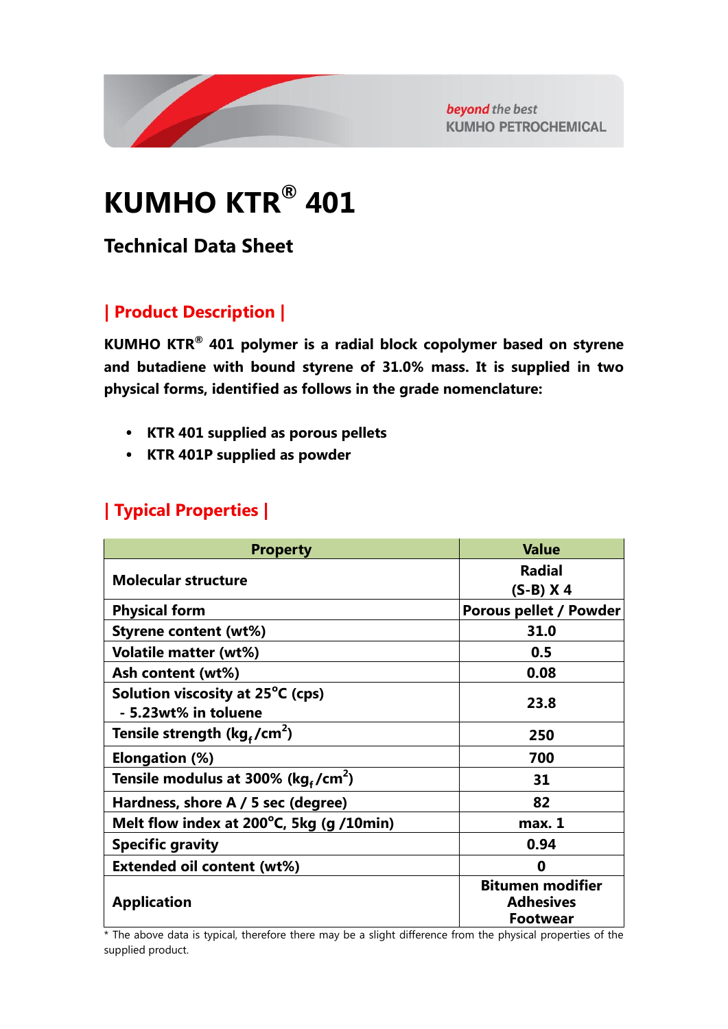beyond the best
KUMHO PETROCHEMICAL

# KUMHO KTR® 401

## Technical Data Sheet

### | Product Description |

**KUMHO KTR® 401 polymer is a radial block copolymer based on styrene and butadiene with bound styrene of 31.0% mass. It is supplied in two physical forms, identified as follows in the grade nomenclature:**

- **KTR 401 supplied as porous pellets**
- **KTR 401P supplied as powder**

### | Typical Properties |

| Property | Value |
|---|---|
| **Molecular structure** | **Radial (S-B) X 4** |
| **Physical form** | **Porous pellet / Powder** |
| **Styrene content (wt%)** | **31.0** |
| **Volatile matter (wt%)** | **0.5** |
| **Ash content (wt%)** | **0.08** |
| **Solution viscosity at 25°C (cps) - 5.23wt% in toluene** | **23.8** |
| **Tensile strength ($kg_f/cm^2$)** | **250** |
| **Elongation (%)** | **700** |
| **Tensile modulus at 300% ($kg_f/cm^2$)** | **31** |
| **Hardness, shore A / 5 sec (degree)** | **82** |
| **Melt flow index at 200°C, 5kg (g /10min)** | **max. 1** |
| **Specific gravity** | **0.94** |
| **Extended oil content (wt%)** | **0** |
| **Application** | **Bitumen modifier Adhesives Footwear** |

* The above data is typical, therefore there may be a slight difference from the physical properties of the supplied product.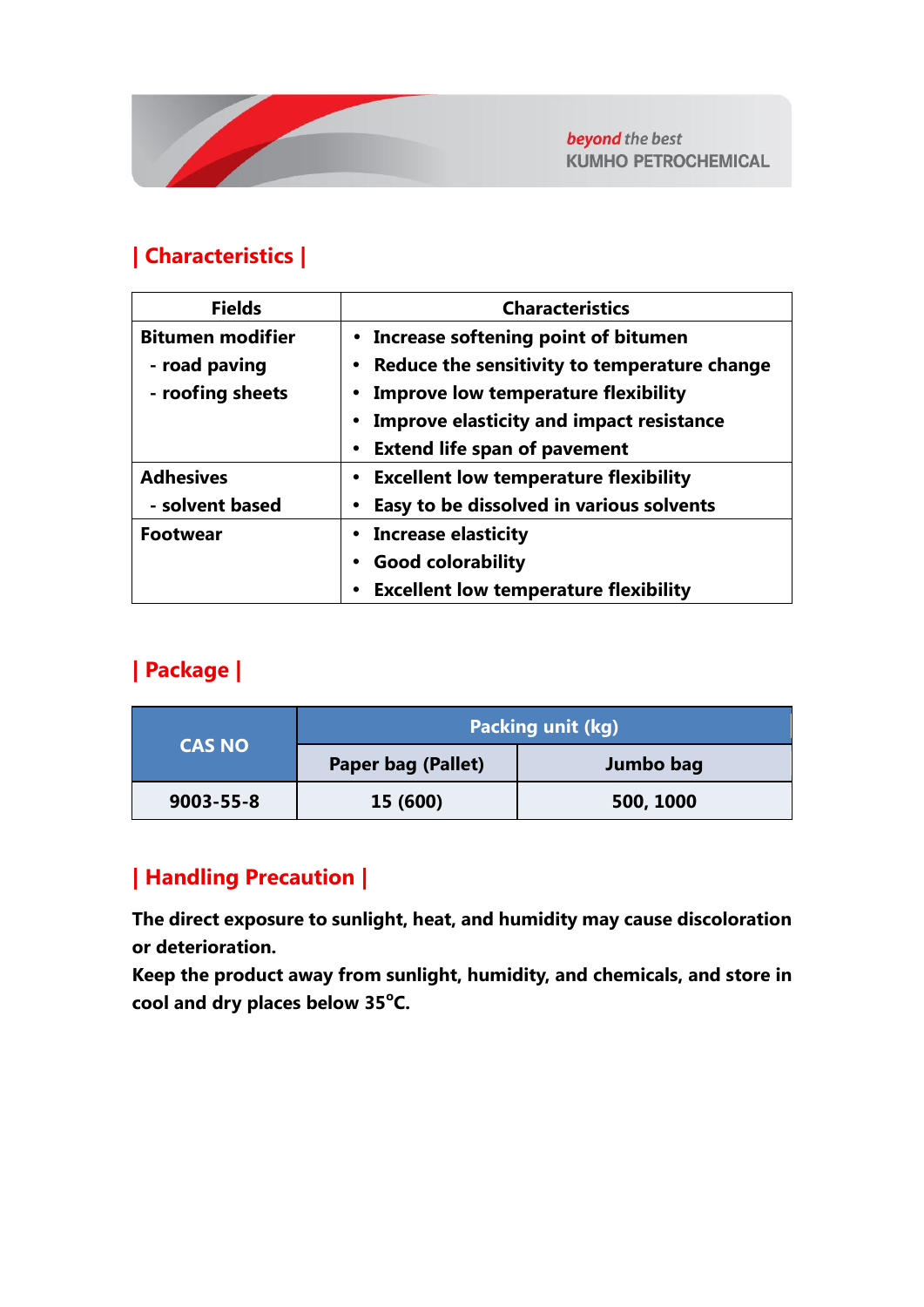## | Characteristics |

| Fields | Characteristics |
|---|---|
| **Bitumen modifier**<br>- road paving<br>- roofing sheets | • Increase softening point of bitumen<br>• Reduce the sensitivity to temperature change<br>• Improve low temperature flexibility<br>• Improve elasticity and impact resistance<br>• Extend life span of pavement |
| **Adhesives**<br>- solvent based | • Excellent low temperature flexibility<br>• Easy to be dissolved in various solvents |
| **Footwear** | • Increase elasticity<br>• Good colorability<br>• Excellent low temperature flexibility |

## | Package |

| CAS NO | Packing unit (kg) | |
|---|---|---|
| | Paper bag (Pallet) | Jumbo bag |
| 9003-55-8 | 15 (600) | 500, 1000 |

## | Handling Precaution |

**The direct exposure to sunlight, heat, and humidity may cause discoloration or deterioration.**
**Keep the product away from sunlight, humidity, and chemicals, and store in cool and dry places below 35℃.**